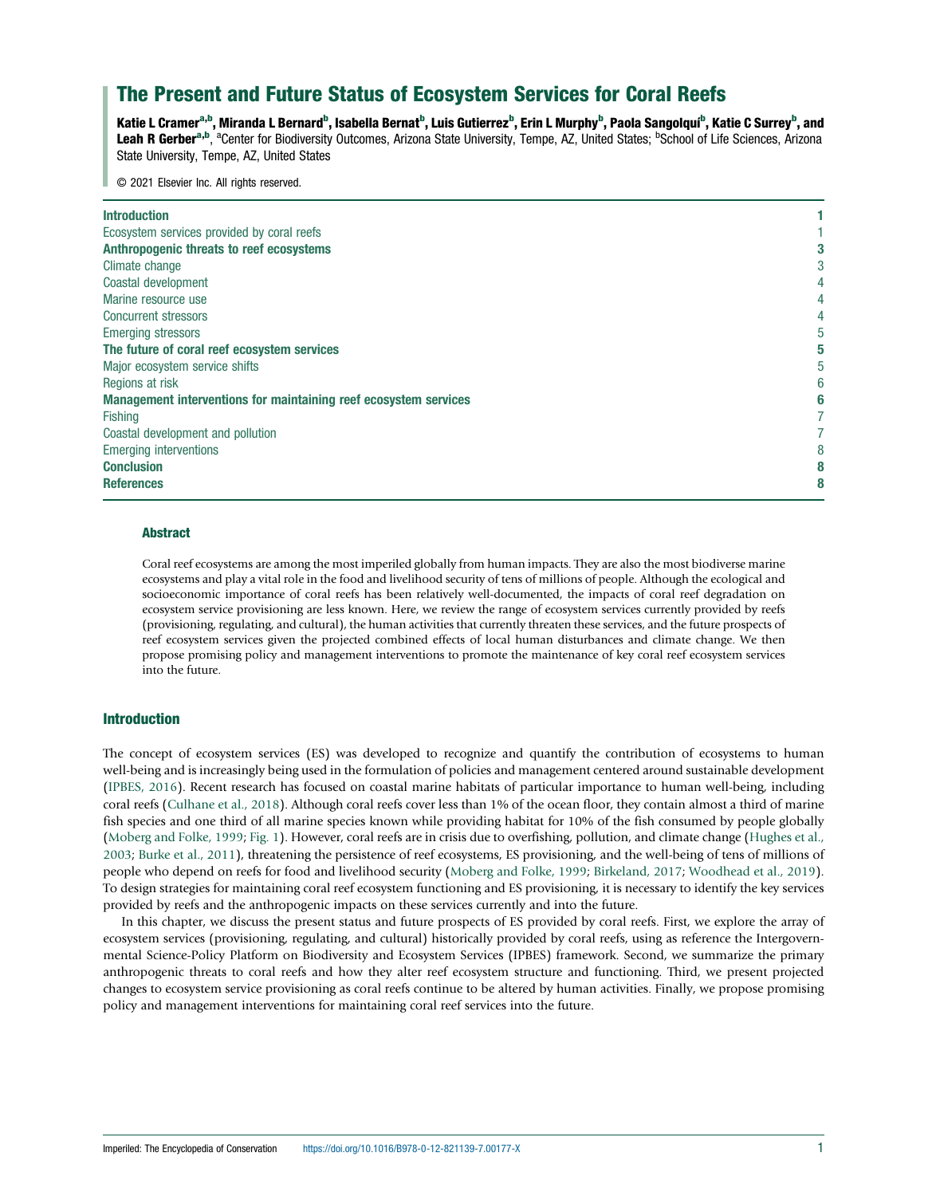# The Present and Future Status of Ecosystem Services for Coral Reefs

**Katie L Cramer[a,b], Miranda L Bernard[b], Isabella Bernat[b], Luis Gutierrez[b], Erin L Murphy[b], Paola Sangolqui[b], Katie C Surrey[b], and Leah R Gerber[a,b]**, [a]Center for Biodiversity Outcomes, Arizona State University, Tempe, AZ, United States; [b]School of Life Sciences, Arizona State University, Tempe, AZ, United States

© 2021 Elsevier Inc. All rights reserved.

| | |
|---|---|
| **Introduction** | **1** |
| Ecosystem services provided by coral reefs | 1 |
| **Anthropogenic threats to reef ecosystems** | **3** |
| Climate change | 3 |
| Coastal development | 4 |
| Marine resource use | 4 |
| Concurrent stressors | 4 |
| Emerging stressors | 5 |
| **The future of coral reef ecosystem services** | **5** |
| Major ecosystem service shifts | 5 |
| Regions at risk | 6 |
| **Management interventions for maintaining reef ecosystem services** | **6** |
| Fishing | 7 |
| Coastal development and pollution | 7 |
| Emerging interventions | 8 |
| **Conclusion** | **8** |
| **References** | **8** |

### Abstract

Coral reef ecosystems are among the most imperiled globally from human impacts. They are also the most biodiverse marine ecosystems and play a vital role in the food and livelihood security of tens of millions of people. Although the ecological and socioeconomic importance of coral reefs has been relatively well-documented, the impacts of coral reef degradation on ecosystem service provisioning are less known. Here, we review the range of ecosystem services currently provided by reefs (provisioning, regulating, and cultural), the human activities that currently threaten these services, and the future prospects of reef ecosystem services given the projected combined effects of local human disturbances and climate change. We then propose promising policy and management interventions to promote the maintenance of key coral reef ecosystem services into the future.

## Introduction

The concept of ecosystem services (ES) was developed to recognize and quantify the contribution of ecosystems to human well-being and is increasingly being used in the formulation of policies and management centered around sustainable development (IPBES, 2016). Recent research has focused on coastal marine habitats of particular importance to human well-being, including coral reefs (Culhane et al., 2018). Although coral reefs cover less than 1% of the ocean floor, they contain almost a third of marine fish species and one third of all marine species known while providing habitat for 10% of the fish consumed by people globally (Moberg and Folke, 1999; Fig. 1). However, coral reefs are in crisis due to overfishing, pollution, and climate change (Hughes et al., 2003; Burke et al., 2011), threatening the persistence of reef ecosystems, ES provisioning, and the well-being of tens of millions of people who depend on reefs for food and livelihood security (Moberg and Folke, 1999; Birkeland, 2017; Woodhead et al., 2019). To design strategies for maintaining coral reef ecosystem functioning and ES provisioning, it is necessary to identify the key services provided by reefs and the anthropogenic impacts on these services currently and into the future.

In this chapter, we discuss the present status and future prospects of ES provided by coral reefs. First, we explore the array of ecosystem services (provisioning, regulating, and cultural) historically provided by coral reefs, using as reference the Intergovernmental Science-Policy Platform on Biodiversity and Ecosystem Services (IPBES) framework. Second, we summarize the primary anthropogenic threats to coral reefs and how they alter reef ecosystem structure and functioning. Third, we present projected changes to ecosystem service provisioning as coral reefs continue to be altered by human activities. Finally, we propose promising policy and management interventions for maintaining coral reef services into the future.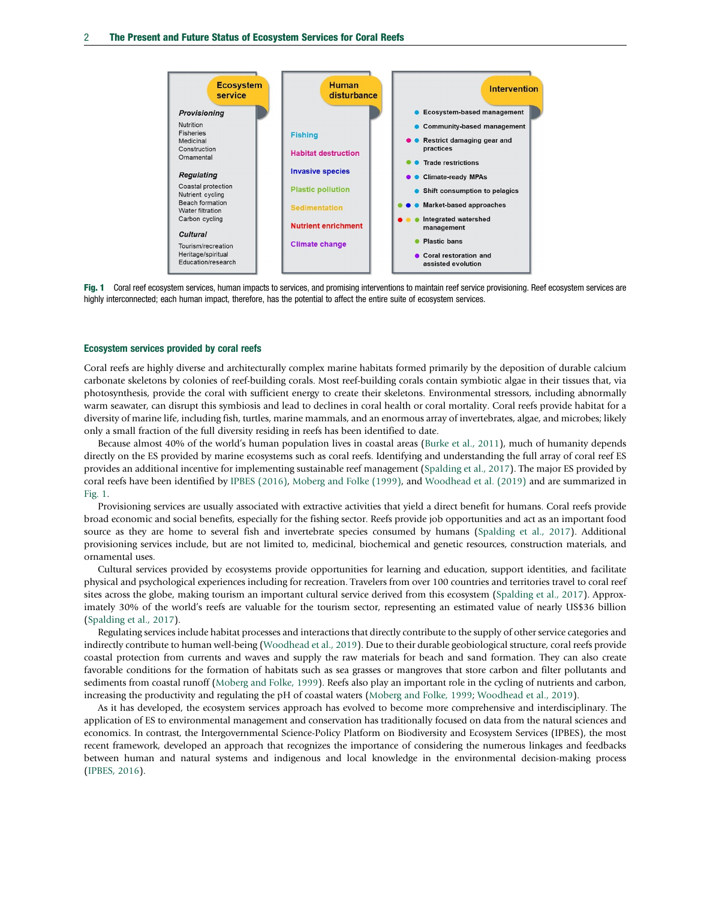Ecosystem service

*Provisioning*
Nutrition
Fisheries
Medicinal
Construction
Ornamental

*Regulating*
Coastal protection
Nutrient cycling
Beach formation
Water filtration
Carbon cycling

*Cultural*
Tourism/recreation
Heritage/spiritual
Education/research

Human disturbance

Fishing
Habitat destruction
Invasive species
Plastic pollution
Sedimentation
Nutrient enrichment
Climate change

Intervention

- Ecosystem-based management
- Community-based management
- Restrict damaging gear and practices
- Trade restrictions
- Climate-ready MPAs
- Shift consumption to pelagics
- Market-based approaches
- Integrated watershed management
- Plastic bans
- Coral restoration and assisted evolution

**Fig. 1** Coral reef ecosystem services, human impacts to services, and promising interventions to maintain reef service provisioning. Reef ecosystem services are highly interconnected; each human impact, therefore, has the potential to affect the entire suite of ecosystem services.

### Ecosystem services provided by coral reefs

Coral reefs are highly diverse and architecturally complex marine habitats formed primarily by the deposition of durable calcium carbonate skeletons by colonies of reef-building corals. Most reef-building corals contain symbiotic algae in their tissues that, via photosynthesis, provide the coral with sufficient energy to create their skeletons. Environmental stressors, including abnormally warm seawater, can disrupt this symbiosis and lead to declines in coral health or coral mortality. Coral reefs provide habitat for a diversity of marine life, including fish, turtles, marine mammals, and an enormous array of invertebrates, algae, and microbes; likely only a small fraction of the full diversity residing in reefs has been identified to date.

Because almost 40% of the world's human population lives in coastal areas (Burke et al., 2011), much of humanity depends directly on the ES provided by marine ecosystems such as coral reefs. Identifying and understanding the full array of coral reef ES provides an additional incentive for implementing sustainable reef management (Spalding et al., 2017). The major ES provided by coral reefs have been identified by IPBES (2016), Moberg and Folke (1999), and Woodhead et al. (2019) and are summarized in Fig. 1.

Provisioning services are usually associated with extractive activities that yield a direct benefit for humans. Coral reefs provide broad economic and social benefits, especially for the fishing sector. Reefs provide job opportunities and act as an important food source as they are home to several fish and invertebrate species consumed by humans (Spalding et al., 2017). Additional provisioning services include, but are not limited to, medicinal, biochemical and genetic resources, construction materials, and ornamental uses.

Cultural services provided by ecosystems provide opportunities for learning and education, support identities, and facilitate physical and psychological experiences including for recreation. Travelers from over 100 countries and territories travel to coral reef sites across the globe, making tourism an important cultural service derived from this ecosystem (Spalding et al., 2017). Approximately 30% of the world's reefs are valuable for the tourism sector, representing an estimated value of nearly US$36 billion (Spalding et al., 2017).

Regulating services include habitat processes and interactions that directly contribute to the supply of other service categories and indirectly contribute to human well-being (Woodhead et al., 2019). Due to their durable geobiological structure, coral reefs provide coastal protection from currents and waves and supply the raw materials for beach and sand formation. They can also create favorable conditions for the formation of habitats such as sea grasses or mangroves that store carbon and filter pollutants and sediments from coastal runoff (Moberg and Folke, 1999). Reefs also play an important role in the cycling of nutrients and carbon, increasing the productivity and regulating the pH of coastal waters (Moberg and Folke, 1999; Woodhead et al., 2019).

As it has developed, the ecosystem services approach has evolved to become more comprehensive and interdisciplinary. The application of ES to environmental management and conservation has traditionally focused on data from the natural sciences and economics. In contrast, the Intergovernmental Science-Policy Platform on Biodiversity and Ecosystem Services (IPBES), the most recent framework, developed an approach that recognizes the importance of considering the numerous linkages and feedbacks between human and natural systems and indigenous and local knowledge in the environmental decision-making process (IPBES, 2016).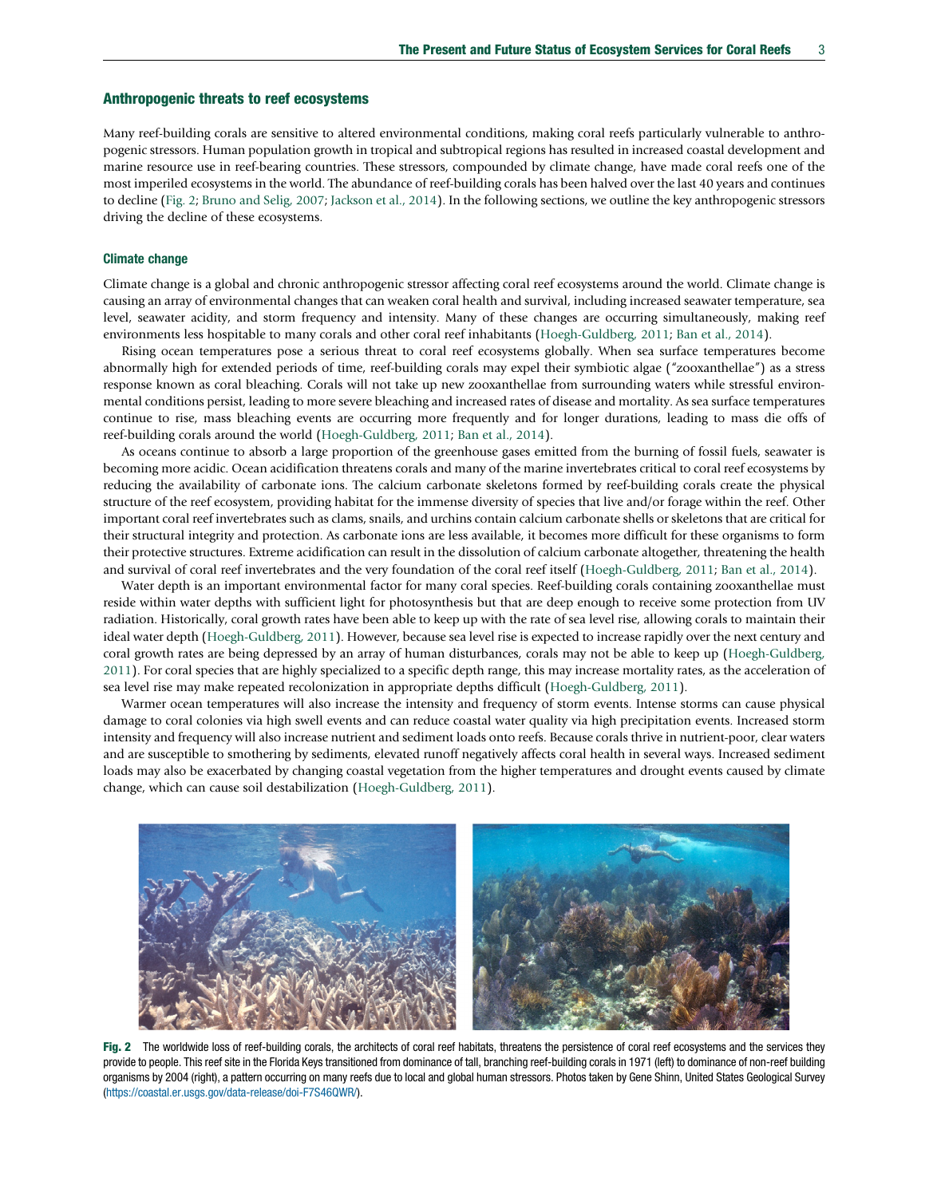## Anthropogenic threats to reef ecosystems

Many reef-building corals are sensitive to altered environmental conditions, making coral reefs particularly vulnerable to anthropogenic stressors. Human population growth in tropical and subtropical regions has resulted in increased coastal development and marine resource use in reef-bearing countries. These stressors, compounded by climate change, have made coral reefs one of the most imperiled ecosystems in the world. The abundance of reef-building corals has been halved over the last 40 years and continues to decline (Fig. 2; Bruno and Selig, 2007; Jackson et al., 2014). In the following sections, we outline the key anthropogenic stressors driving the decline of these ecosystems.

### Climate change

Climate change is a global and chronic anthropogenic stressor affecting coral reef ecosystems around the world. Climate change is causing an array of environmental changes that can weaken coral health and survival, including increased seawater temperature, sea level, seawater acidity, and storm frequency and intensity. Many of these changes are occurring simultaneously, making reef environments less hospitable to many corals and other coral reef inhabitants (Hoegh-Guldberg, 2011; Ban et al., 2014).

Rising ocean temperatures pose a serious threat to coral reef ecosystems globally. When sea surface temperatures become abnormally high for extended periods of time, reef-building corals may expel their symbiotic algae ("zooxanthellae") as a stress response known as coral bleaching. Corals will not take up new zooxanthellae from surrounding waters while stressful environmental conditions persist, leading to more severe bleaching and increased rates of disease and mortality. As sea surface temperatures continue to rise, mass bleaching events are occurring more frequently and for longer durations, leading to mass die offs of reef-building corals around the world (Hoegh-Guldberg, 2011; Ban et al., 2014).

As oceans continue to absorb a large proportion of the greenhouse gases emitted from the burning of fossil fuels, seawater is becoming more acidic. Ocean acidification threatens corals and many of the marine invertebrates critical to coral reef ecosystems by reducing the availability of carbonate ions. The calcium carbonate skeletons formed by reef-building corals create the physical structure of the reef ecosystem, providing habitat for the immense diversity of species that live and/or forage within the reef. Other important coral reef invertebrates such as clams, snails, and urchins contain calcium carbonate shells or skeletons that are critical for their structural integrity and protection. As carbonate ions are less available, it becomes more difficult for these organisms to form their protective structures. Extreme acidification can result in the dissolution of calcium carbonate altogether, threatening the health and survival of coral reef invertebrates and the very foundation of the coral reef itself (Hoegh-Guldberg, 2011; Ban et al., 2014).

Water depth is an important environmental factor for many coral species. Reef-building corals containing zooxanthellae must reside within water depths with sufficient light for photosynthesis but that are deep enough to receive some protection from UV radiation. Historically, coral growth rates have been able to keep up with the rate of sea level rise, allowing corals to maintain their ideal water depth (Hoegh-Guldberg, 2011). However, because sea level rise is expected to increase rapidly over the next century and coral growth rates are being depressed by an array of human disturbances, corals may not be able to keep up (Hoegh-Guldberg, 2011). For coral species that are highly specialized to a specific depth range, this may increase mortality rates, as the acceleration of sea level rise may make repeated recolonization in appropriate depths difficult (Hoegh-Guldberg, 2011).

Warmer ocean temperatures will also increase the intensity and frequency of storm events. Intense storms can cause physical damage to coral colonies via high swell events and can reduce coastal water quality via high precipitation events. Increased storm intensity and frequency will also increase nutrient and sediment loads onto reefs. Because corals thrive in nutrient-poor, clear waters and are susceptible to smothering by sediments, elevated runoff negatively affects coral health in several ways. Increased sediment loads may also be exacerbated by changing coastal vegetation from the higher temperatures and drought events caused by climate change, which can cause soil destabilization (Hoegh-Guldberg, 2011).

**Fig. 2** The worldwide loss of reef-building corals, the architects of coral reef habitats, threatens the persistence of coral reef ecosystems and the services they provide to people. This reef site in the Florida Keys transitioned from dominance of tall, branching reef-building corals in 1971 (left) to dominance of non-reef building organisms by 2004 (right), a pattern occurring on many reefs due to local and global human stressors. Photos taken by Gene Shinn, United States Geological Survey (https://coastal.er.usgs.gov/data-release/doi-F7S46QWR/).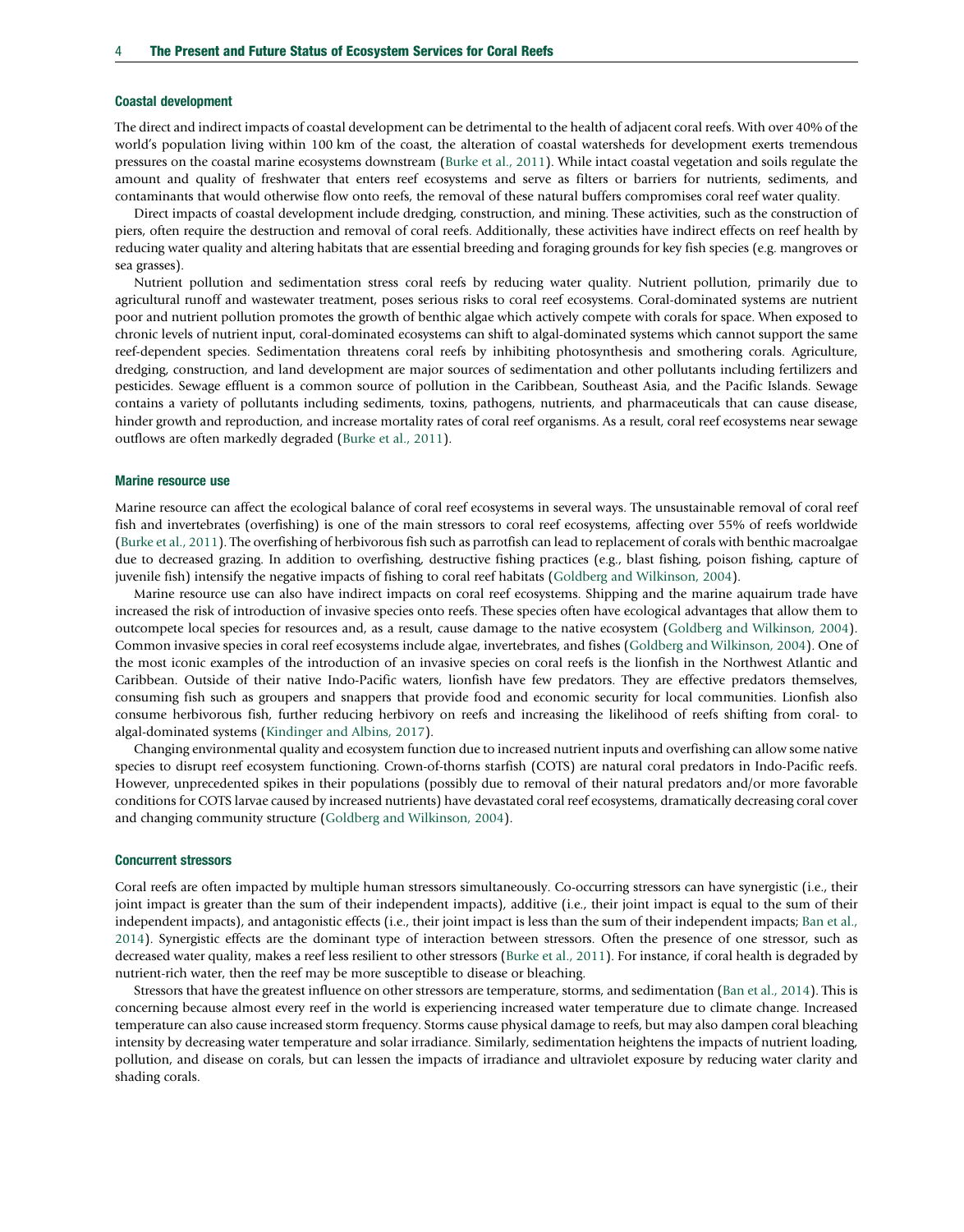### Coastal development

The direct and indirect impacts of coastal development can be detrimental to the health of adjacent coral reefs. With over 40% of the world's population living within 100 km of the coast, the alteration of coastal watersheds for development exerts tremendous pressures on the coastal marine ecosystems downstream (Burke et al., 2011). While intact coastal vegetation and soils regulate the amount and quality of freshwater that enters reef ecosystems and serve as filters or barriers for nutrients, sediments, and contaminants that would otherwise flow onto reefs, the removal of these natural buffers compromises coral reef water quality.

Direct impacts of coastal development include dredging, construction, and mining. These activities, such as the construction of piers, often require the destruction and removal of coral reefs. Additionally, these activities have indirect effects on reef health by reducing water quality and altering habitats that are essential breeding and foraging grounds for key fish species (e.g. mangroves or sea grasses).

Nutrient pollution and sedimentation stress coral reefs by reducing water quality. Nutrient pollution, primarily due to agricultural runoff and wastewater treatment, poses serious risks to coral reef ecosystems. Coral-dominated systems are nutrient poor and nutrient pollution promotes the growth of benthic algae which actively compete with corals for space. When exposed to chronic levels of nutrient input, coral-dominated ecosystems can shift to algal-dominated systems which cannot support the same reef-dependent species. Sedimentation threatens coral reefs by inhibiting photosynthesis and smothering corals. Agriculture, dredging, construction, and land development are major sources of sedimentation and other pollutants including fertilizers and pesticides. Sewage effluent is a common source of pollution in the Caribbean, Southeast Asia, and the Pacific Islands. Sewage contains a variety of pollutants including sediments, toxins, pathogens, nutrients, and pharmaceuticals that can cause disease, hinder growth and reproduction, and increase mortality rates of coral reef organisms. As a result, coral reef ecosystems near sewage outflows are often markedly degraded (Burke et al., 2011).

### Marine resource use

Marine resource can affect the ecological balance of coral reef ecosystems in several ways. The unsustainable removal of coral reef fish and invertebrates (overfishing) is one of the main stressors to coral reef ecosystems, affecting over 55% of reefs worldwide (Burke et al., 2011). The overfishing of herbivorous fish such as parrotfish can lead to replacement of corals with benthic macroalgae due to decreased grazing. In addition to overfishing, destructive fishing practices (e.g., blast fishing, poison fishing, capture of juvenile fish) intensify the negative impacts of fishing to coral reef habitats (Goldberg and Wilkinson, 2004).

Marine resource use can also have indirect impacts on coral reef ecosystems. Shipping and the marine aquairum trade have increased the risk of introduction of invasive species onto reefs. These species often have ecological advantages that allow them to outcompete local species for resources and, as a result, cause damage to the native ecosystem (Goldberg and Wilkinson, 2004). Common invasive species in coral reef ecosystems include algae, invertebrates, and fishes (Goldberg and Wilkinson, 2004). One of the most iconic examples of the introduction of an invasive species on coral reefs is the lionfish in the Northwest Atlantic and Caribbean. Outside of their native Indo-Pacific waters, lionfish have few predators. They are effective predators themselves, consuming fish such as groupers and snappers that provide food and economic security for local communities. Lionfish also consume herbivorous fish, further reducing herbivory on reefs and increasing the likelihood of reefs shifting from coral- to algal-dominated systems (Kindinger and Albins, 2017).

Changing environmental quality and ecosystem function due to increased nutrient inputs and overfishing can allow some native species to disrupt reef ecosystem functioning. Crown-of-thorns starfish (COTS) are natural coral predators in Indo-Pacific reefs. However, unprecedented spikes in their populations (possibly due to removal of their natural predators and/or more favorable conditions for COTS larvae caused by increased nutrients) have devastated coral reef ecosystems, dramatically decreasing coral cover and changing community structure (Goldberg and Wilkinson, 2004).

### Concurrent stressors

Coral reefs are often impacted by multiple human stressors simultaneously. Co-occurring stressors can have synergistic (i.e., their joint impact is greater than the sum of their independent impacts), additive (i.e., their joint impact is equal to the sum of their independent impacts), and antagonistic effects (i.e., their joint impact is less than the sum of their independent impacts; Ban et al., 2014). Synergistic effects are the dominant type of interaction between stressors. Often the presence of one stressor, such as decreased water quality, makes a reef less resilient to other stressors (Burke et al., 2011). For instance, if coral health is degraded by nutrient-rich water, then the reef may be more susceptible to disease or bleaching.

Stressors that have the greatest influence on other stressors are temperature, storms, and sedimentation (Ban et al., 2014). This is concerning because almost every reef in the world is experiencing increased water temperature due to climate change. Increased temperature can also cause increased storm frequency. Storms cause physical damage to reefs, but may also dampen coral bleaching intensity by decreasing water temperature and solar irradiance. Similarly, sedimentation heightens the impacts of nutrient loading, pollution, and disease on corals, but can lessen the impacts of irradiance and ultraviolet exposure by reducing water clarity and shading corals.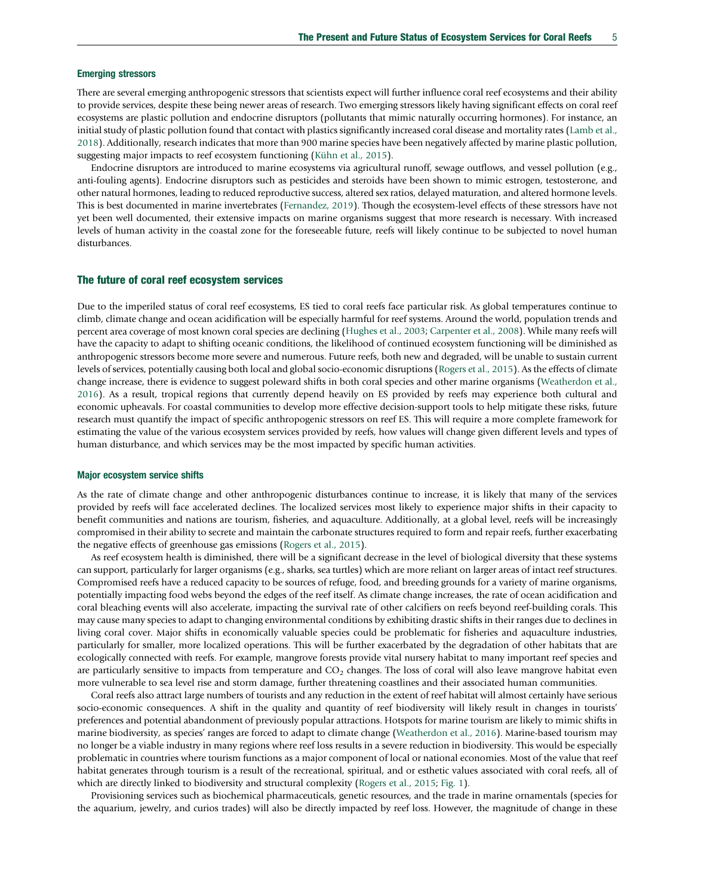### Emerging stressors

There are several emerging anthropogenic stressors that scientists expect will further influence coral reef ecosystems and their ability to provide services, despite these being newer areas of research. Two emerging stressors likely having significant effects on coral reef ecosystems are plastic pollution and endocrine disruptors (pollutants that mimic naturally occurring hormones). For instance, an initial study of plastic pollution found that contact with plastics significantly increased coral disease and mortality rates (Lamb et al., 2018). Additionally, research indicates that more than 900 marine species have been negatively affected by marine plastic pollution, suggesting major impacts to reef ecosystem functioning (Kühn et al., 2015).

Endocrine disruptors are introduced to marine ecosystems via agricultural runoff, sewage outflows, and vessel pollution (e.g., anti-fouling agents). Endocrine disruptors such as pesticides and steroids have been shown to mimic estrogen, testosterone, and other natural hormones, leading to reduced reproductive success, altered sex ratios, delayed maturation, and altered hormone levels. This is best documented in marine invertebrates (Fernandez, 2019). Though the ecosystem-level effects of these stressors have not yet been well documented, their extensive impacts on marine organisms suggest that more research is necessary. With increased levels of human activity in the coastal zone for the foreseeable future, reefs will likely continue to be subjected to novel human disturbances.

## The future of coral reef ecosystem services

Due to the imperiled status of coral reef ecosystems, ES tied to coral reefs face particular risk. As global temperatures continue to climb, climate change and ocean acidification will be especially harmful for reef systems. Around the world, population trends and percent area coverage of most known coral species are declining (Hughes et al., 2003; Carpenter et al., 2008). While many reefs will have the capacity to adapt to shifting oceanic conditions, the likelihood of continued ecosystem functioning will be diminished as anthropogenic stressors become more severe and numerous. Future reefs, both new and degraded, will be unable to sustain current levels of services, potentially causing both local and global socio-economic disruptions (Rogers et al., 2015). As the effects of climate change increase, there is evidence to suggest poleward shifts in both coral species and other marine organisms (Weatherdon et al., 2016). As a result, tropical regions that currently depend heavily on ES provided by reefs may experience both cultural and economic upheavals. For coastal communities to develop more effective decision-support tools to help mitigate these risks, future research must quantify the impact of specific anthropogenic stressors on reef ES. This will require a more complete framework for estimating the value of the various ecosystem services provided by reefs, how values will change given different levels and types of human disturbance, and which services may be the most impacted by specific human activities.

### Major ecosystem service shifts

As the rate of climate change and other anthropogenic disturbances continue to increase, it is likely that many of the services provided by reefs will face accelerated declines. The localized services most likely to experience major shifts in their capacity to benefit communities and nations are tourism, fisheries, and aquaculture. Additionally, at a global level, reefs will be increasingly compromised in their ability to secrete and maintain the carbonate structures required to form and repair reefs, further exacerbating the negative effects of greenhouse gas emissions (Rogers et al., 2015).

As reef ecosystem health is diminished, there will be a significant decrease in the level of biological diversity that these systems can support, particularly for larger organisms (e.g., sharks, sea turtles) which are more reliant on larger areas of intact reef structures. Compromised reefs have a reduced capacity to be sources of refuge, food, and breeding grounds for a variety of marine organisms, potentially impacting food webs beyond the edges of the reef itself. As climate change increases, the rate of ocean acidification and coral bleaching events will also accelerate, impacting the survival rate of other calcifiers on reefs beyond reef-building corals. This may cause many species to adapt to changing environmental conditions by exhibiting drastic shifts in their ranges due to declines in living coral cover. Major shifts in economically valuable species could be problematic for fisheries and aquaculture industries, particularly for smaller, more localized operations. This will be further exacerbated by the degradation of other habitats that are ecologically connected with reefs. For example, mangrove forests provide vital nursery habitat to many important reef species and are particularly sensitive to impacts from temperature and $CO_2$ changes. The loss of coral will also leave mangrove habitat even more vulnerable to sea level rise and storm damage, further threatening coastlines and their associated human communities.

Coral reefs also attract large numbers of tourists and any reduction in the extent of reef habitat will almost certainly have serious socio-economic consequences. A shift in the quality and quantity of reef biodiversity will likely result in changes in tourists' preferences and potential abandonment of previously popular attractions. Hotspots for marine tourism are likely to mimic shifts in marine biodiversity, as species' ranges are forced to adapt to climate change (Weatherdon et al., 2016). Marine-based tourism may no longer be a viable industry in many regions where reef loss results in a severe reduction in biodiversity. This would be especially problematic in countries where tourism functions as a major component of local or national economies. Most of the value that reef habitat generates through tourism is a result of the recreational, spiritual, and or esthetic values associated with coral reefs, all of which are directly linked to biodiversity and structural complexity (Rogers et al., 2015; Fig. 1).

Provisioning services such as biochemical pharmaceuticals, genetic resources, and the trade in marine ornamentals (species for the aquarium, jewelry, and curios trades) will also be directly impacted by reef loss. However, the magnitude of change in these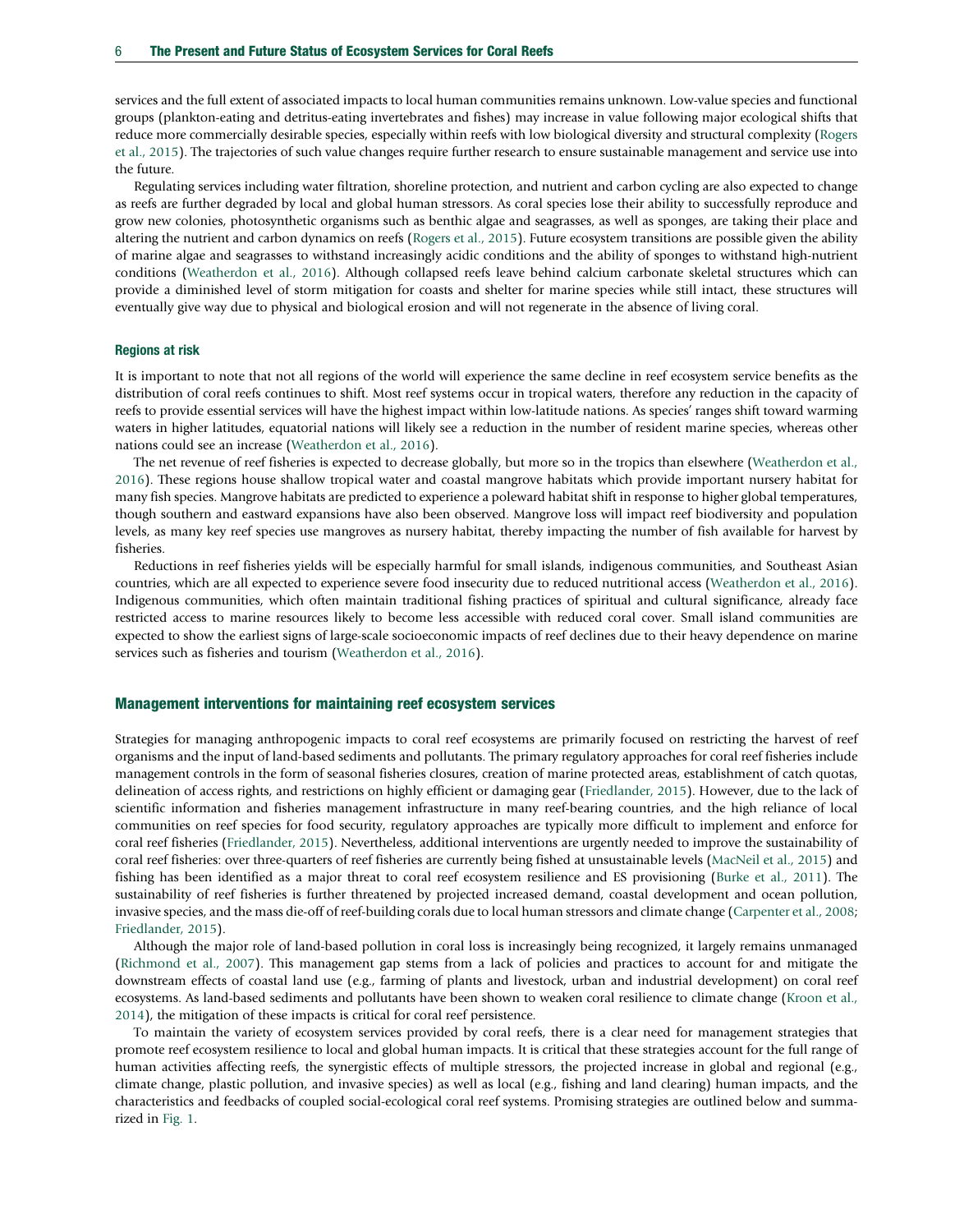services and the full extent of associated impacts to local human communities remains unknown. Low-value species and functional groups (plankton-eating and detritus-eating invertebrates and fishes) may increase in value following major ecological shifts that reduce more commercially desirable species, especially within reefs with low biological diversity and structural complexity (Rogers et al., 2015). The trajectories of such value changes require further research to ensure sustainable management and service use into the future.

Regulating services including water filtration, shoreline protection, and nutrient and carbon cycling are also expected to change as reefs are further degraded by local and global human stressors. As coral species lose their ability to successfully reproduce and grow new colonies, photosynthetic organisms such as benthic algae and seagrasses, as well as sponges, are taking their place and altering the nutrient and carbon dynamics on reefs (Rogers et al., 2015). Future ecosystem transitions are possible given the ability of marine algae and seagrasses to withstand increasingly acidic conditions and the ability of sponges to withstand high-nutrient conditions (Weatherdon et al., 2016). Although collapsed reefs leave behind calcium carbonate skeletal structures which can provide a diminished level of storm mitigation for coasts and shelter for marine species while still intact, these structures will eventually give way due to physical and biological erosion and will not regenerate in the absence of living coral.

#### Regions at risk

It is important to note that not all regions of the world will experience the same decline in reef ecosystem service benefits as the distribution of coral reefs continues to shift. Most reef systems occur in tropical waters, therefore any reduction in the capacity of reefs to provide essential services will have the highest impact within low-latitude nations. As species' ranges shift toward warming waters in higher latitudes, equatorial nations will likely see a reduction in the number of resident marine species, whereas other nations could see an increase (Weatherdon et al., 2016).

The net revenue of reef fisheries is expected to decrease globally, but more so in the tropics than elsewhere (Weatherdon et al., 2016). These regions house shallow tropical water and coastal mangrove habitats which provide important nursery habitat for many fish species. Mangrove habitats are predicted to experience a poleward habitat shift in response to higher global temperatures, though southern and eastward expansions have also been observed. Mangrove loss will impact reef biodiversity and population levels, as many key reef species use mangroves as nursery habitat, thereby impacting the number of fish available for harvest by fisheries.

Reductions in reef fisheries yields will be especially harmful for small islands, indigenous communities, and Southeast Asian countries, which are all expected to experience severe food insecurity due to reduced nutritional access (Weatherdon et al., 2016). Indigenous communities, which often maintain traditional fishing practices of spiritual and cultural significance, already face restricted access to marine resources likely to become less accessible with reduced coral cover. Small island communities are expected to show the earliest signs of large-scale socioeconomic impacts of reef declines due to their heavy dependence on marine services such as fisheries and tourism (Weatherdon et al., 2016).

### Management interventions for maintaining reef ecosystem services

Strategies for managing anthropogenic impacts to coral reef ecosystems are primarily focused on restricting the harvest of reef organisms and the input of land-based sediments and pollutants. The primary regulatory approaches for coral reef fisheries include management controls in the form of seasonal fisheries closures, creation of marine protected areas, establishment of catch quotas, delineation of access rights, and restrictions on highly efficient or damaging gear (Friedlander, 2015). However, due to the lack of scientific information and fisheries management infrastructure in many reef-bearing countries, and the high reliance of local communities on reef species for food security, regulatory approaches are typically more difficult to implement and enforce for coral reef fisheries (Friedlander, 2015). Nevertheless, additional interventions are urgently needed to improve the sustainability of coral reef fisheries: over three-quarters of reef fisheries are currently being fished at unsustainable levels (MacNeil et al., 2015) and fishing has been identified as a major threat to coral reef ecosystem resilience and ES provisioning (Burke et al., 2011). The sustainability of reef fisheries is further threatened by projected increased demand, coastal development and ocean pollution, invasive species, and the mass die-off of reef-building corals due to local human stressors and climate change (Carpenter et al., 2008; Friedlander, 2015).

Although the major role of land-based pollution in coral loss is increasingly being recognized, it largely remains unmanaged (Richmond et al., 2007). This management gap stems from a lack of policies and practices to account for and mitigate the downstream effects of coastal land use (e.g., farming of plants and livestock, urban and industrial development) on coral reef ecosystems. As land-based sediments and pollutants have been shown to weaken coral resilience to climate change (Kroon et al., 2014), the mitigation of these impacts is critical for coral reef persistence.

To maintain the variety of ecosystem services provided by coral reefs, there is a clear need for management strategies that promote reef ecosystem resilience to local and global human impacts. It is critical that these strategies account for the full range of human activities affecting reefs, the synergistic effects of multiple stressors, the projected increase in global and regional (e.g., climate change, plastic pollution, and invasive species) as well as local (e.g., fishing and land clearing) human impacts, and the characteristics and feedbacks of coupled social-ecological coral reef systems. Promising strategies are outlined below and summarized in Fig. 1.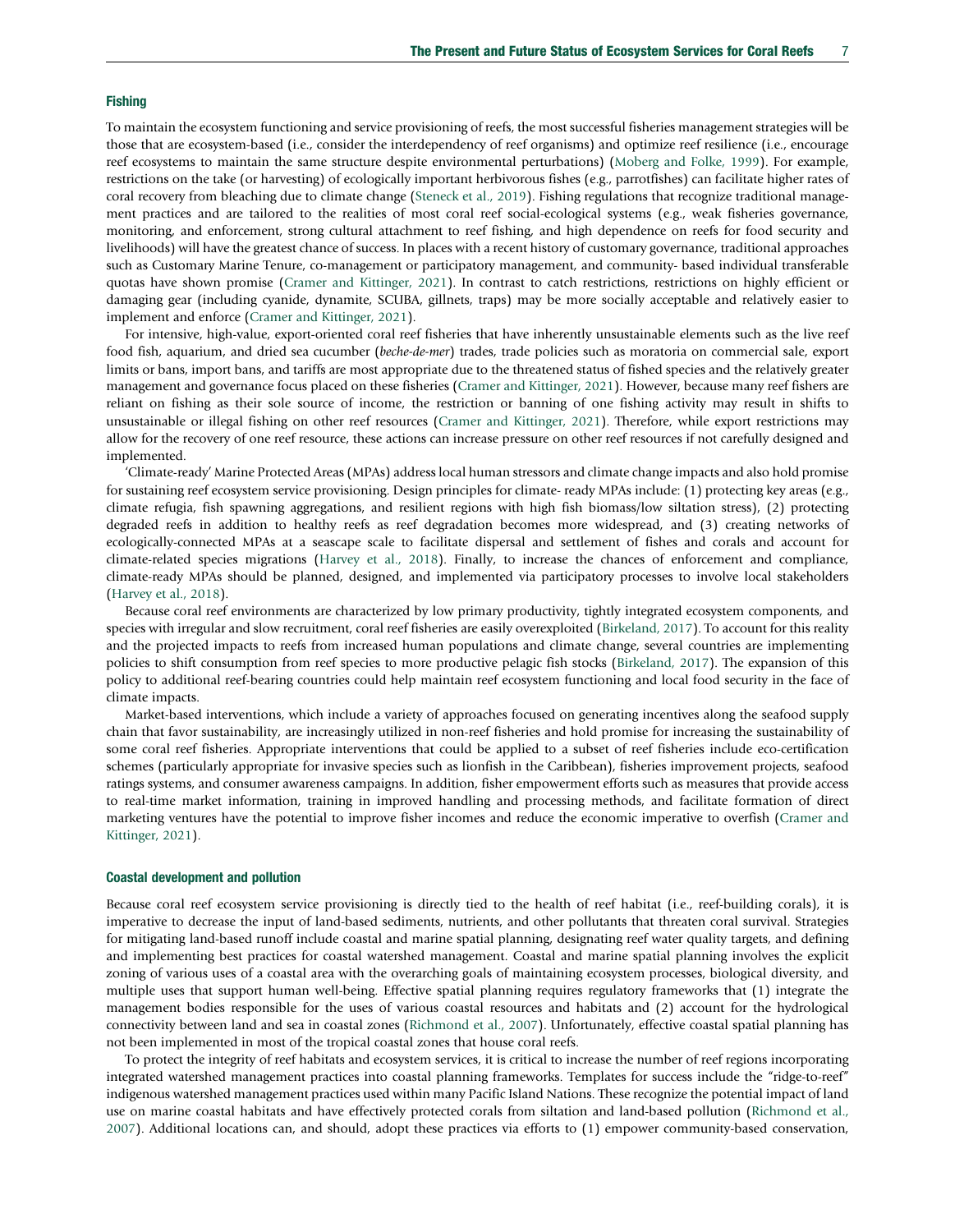### Fishing

To maintain the ecosystem functioning and service provisioning of reefs, the most successful fisheries management strategies will be those that are ecosystem-based (i.e., consider the interdependency of reef organisms) and optimize reef resilience (i.e., encourage reef ecosystems to maintain the same structure despite environmental perturbations) (Moberg and Folke, 1999). For example, restrictions on the take (or harvesting) of ecologically important herbivorous fishes (e.g., parrotfishes) can facilitate higher rates of coral recovery from bleaching due to climate change (Steneck et al., 2019). Fishing regulations that recognize traditional management practices and are tailored to the realities of most coral reef social-ecological systems (e.g., weak fisheries governance, monitoring, and enforcement, strong cultural attachment to reef fishing, and high dependence on reefs for food security and livelihoods) will have the greatest chance of success. In places with a recent history of customary governance, traditional approaches such as Customary Marine Tenure, co-management or participatory management, and community- based individual transferable quotas have shown promise (Cramer and Kittinger, 2021). In contrast to catch restrictions, restrictions on highly efficient or damaging gear (including cyanide, dynamite, SCUBA, gillnets, traps) may be more socially acceptable and relatively easier to implement and enforce (Cramer and Kittinger, 2021).

For intensive, high-value, export-oriented coral reef fisheries that have inherently unsustainable elements such as the live reef food fish, aquarium, and dried sea cucumber (*beche-de-mer*) trades, trade policies such as moratoria on commercial sale, export limits or bans, import bans, and tariffs are most appropriate due to the threatened status of fished species and the relatively greater management and governance focus placed on these fisheries (Cramer and Kittinger, 2021). However, because many reef fishers are reliant on fishing as their sole source of income, the restriction or banning of one fishing activity may result in shifts to unsustainable or illegal fishing on other reef resources (Cramer and Kittinger, 2021). Therefore, while export restrictions may allow for the recovery of one reef resource, these actions can increase pressure on other reef resources if not carefully designed and implemented.

'Climate-ready' Marine Protected Areas (MPAs) address local human stressors and climate change impacts and also hold promise for sustaining reef ecosystem service provisioning. Design principles for climate- ready MPAs include: (1) protecting key areas (e.g., climate refugia, fish spawning aggregations, and resilient regions with high fish biomass/low siltation stress), (2) protecting degraded reefs in addition to healthy reefs as reef degradation becomes more widespread, and (3) creating networks of ecologically-connected MPAs at a seascape scale to facilitate dispersal and settlement of fishes and corals and account for climate-related species migrations (Harvey et al., 2018). Finally, to increase the chances of enforcement and compliance, climate-ready MPAs should be planned, designed, and implemented via participatory processes to involve local stakeholders (Harvey et al., 2018).

Because coral reef environments are characterized by low primary productivity, tightly integrated ecosystem components, and species with irregular and slow recruitment, coral reef fisheries are easily overexploited (Birkeland, 2017). To account for this reality and the projected impacts to reefs from increased human populations and climate change, several countries are implementing policies to shift consumption from reef species to more productive pelagic fish stocks (Birkeland, 2017). The expansion of this policy to additional reef-bearing countries could help maintain reef ecosystem functioning and local food security in the face of climate impacts.

Market-based interventions, which include a variety of approaches focused on generating incentives along the seafood supply chain that favor sustainability, are increasingly utilized in non-reef fisheries and hold promise for increasing the sustainability of some coral reef fisheries. Appropriate interventions that could be applied to a subset of reef fisheries include eco-certification schemes (particularly appropriate for invasive species such as lionfish in the Caribbean), fisheries improvement projects, seafood ratings systems, and consumer awareness campaigns. In addition, fisher empowerment efforts such as measures that provide access to real-time market information, training in improved handling and processing methods, and facilitate formation of direct marketing ventures have the potential to improve fisher incomes and reduce the economic imperative to overfish (Cramer and Kittinger, 2021).

### Coastal development and pollution

Because coral reef ecosystem service provisioning is directly tied to the health of reef habitat (i.e., reef-building corals), it is imperative to decrease the input of land-based sediments, nutrients, and other pollutants that threaten coral survival. Strategies for mitigating land-based runoff include coastal and marine spatial planning, designating reef water quality targets, and defining and implementing best practices for coastal watershed management. Coastal and marine spatial planning involves the explicit zoning of various uses of a coastal area with the overarching goals of maintaining ecosystem processes, biological diversity, and multiple uses that support human well-being. Effective spatial planning requires regulatory frameworks that (1) integrate the management bodies responsible for the uses of various coastal resources and habitats and (2) account for the hydrological connectivity between land and sea in coastal zones (Richmond et al., 2007). Unfortunately, effective coastal spatial planning has not been implemented in most of the tropical coastal zones that house coral reefs.

To protect the integrity of reef habitats and ecosystem services, it is critical to increase the number of reef regions incorporating integrated watershed management practices into coastal planning frameworks. Templates for success include the "ridge-to-reef" indigenous watershed management practices used within many Pacific Island Nations. These recognize the potential impact of land use on marine coastal habitats and have effectively protected corals from siltation and land-based pollution (Richmond et al., 2007). Additional locations can, and should, adopt these practices via efforts to (1) empower community-based conservation,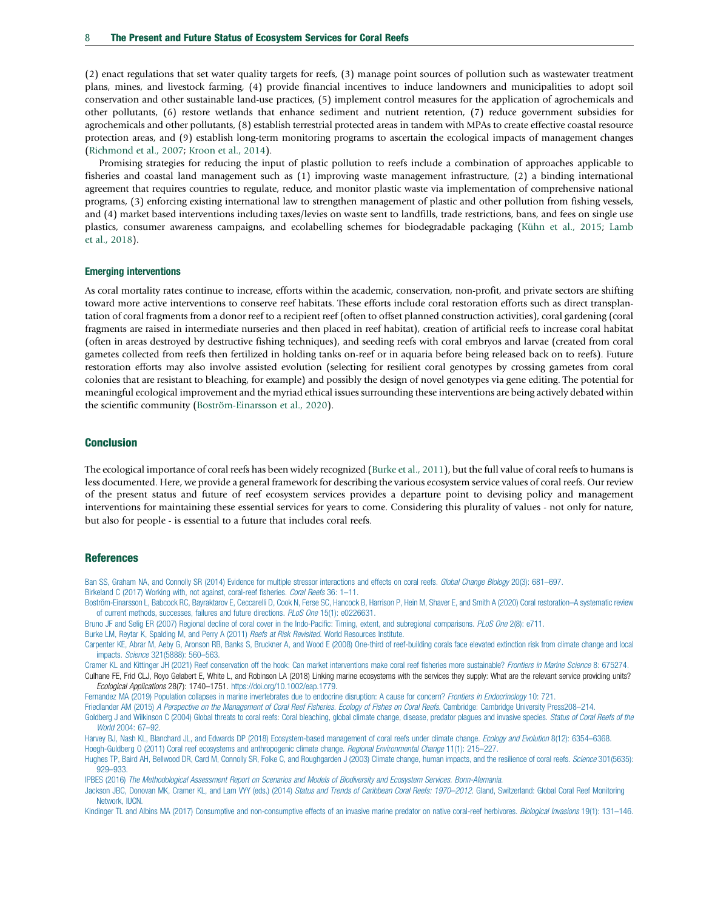(2) enact regulations that set water quality targets for reefs, (3) manage point sources of pollution such as wastewater treatment plans, mines, and livestock farming, (4) provide financial incentives to induce landowners and municipalities to adopt soil conservation and other sustainable land-use practices, (5) implement control measures for the application of agrochemicals and other pollutants, (6) restore wetlands that enhance sediment and nutrient retention, (7) reduce government subsidies for agrochemicals and other pollutants, (8) establish terrestrial protected areas in tandem with MPAs to create effective coastal resource protection areas, and (9) establish long-term monitoring programs to ascertain the ecological impacts of management changes (Richmond et al., 2007; Kroon et al., 2014).

Promising strategies for reducing the input of plastic pollution to reefs include a combination of approaches applicable to fisheries and coastal land management such as (1) improving waste management infrastructure, (2) a binding international agreement that requires countries to regulate, reduce, and monitor plastic waste via implementation of comprehensive national programs, (3) enforcing existing international law to strengthen management of plastic and other pollution from fishing vessels, and (4) market based interventions including taxes/levies on waste sent to landfills, trade restrictions, bans, and fees on single use plastics, consumer awareness campaigns, and ecolabelling schemes for biodegradable packaging (Kühn et al., 2015; Lamb et al., 2018).

### Emerging interventions

As coral mortality rates continue to increase, efforts within the academic, conservation, non-profit, and private sectors are shifting toward more active interventions to conserve reef habitats. These efforts include coral restoration efforts such as direct transplantation of coral fragments from a donor reef to a recipient reef (often to offset planned construction activities), coral gardening (coral fragments are raised in intermediate nurseries and then placed in reef habitat), creation of artificial reefs to increase coral habitat (often in areas destroyed by destructive fishing techniques), and seeding reefs with coral embryos and larvae (created from coral gametes collected from reefs then fertilized in holding tanks on-reef or in aquaria before being released back on to reefs). Future restoration efforts may also involve assisted evolution (selecting for resilient coral genotypes by crossing gametes from coral colonies that are resistant to bleaching, for example) and possibly the design of novel genotypes via gene editing. The potential for meaningful ecological improvement and the myriad ethical issues surrounding these interventions are being actively debated within the scientific community (Boström-Einarsson et al., 2020).

## Conclusion

The ecological importance of coral reefs has been widely recognized (Burke et al., 2011), but the full value of coral reefs to humans is less documented. Here, we provide a general framework for describing the various ecosystem service values of coral reefs. Our review of the present status and future of reef ecosystem services provides a departure point to devising policy and management interventions for maintaining these essential services for years to come. Considering this plurality of values - not only for nature, but also for people - is essential to a future that includes coral reefs.

## References

Ban SS, Graham NA, and Connolly SR (2014) Evidence for multiple stressor interactions and effects on coral reefs. *Global Change Biology* 20(3): 681–697.

Birkeland C (2017) Working with, not against, coral-reef fisheries. *Coral Reefs* 36: 1–11.

Boström-Einarsson L, Babcock RC, Bayraktarov E, Ceccarelli D, Cook N, Ferse SC, Hancock B, Harrison P, Hein M, Shaver E, and Smith A (2020) Coral restoration–A systematic review of current methods, successes, failures and future directions. *PLoS One* 15(1): e0226631.

Bruno JF and Selig ER (2007) Regional decline of coral cover in the Indo-Pacific: Timing, extent, and subregional comparisons. *PLoS One* 2(8): e711.

Burke LM, Reytar K, Spalding M, and Perry A (2011) *Reefs at Risk Revisited*. World Resources Institute.

Carpenter KE, Abrar M, Aeby G, Aronson RB, Banks S, Bruckner A, and Wood E (2008) One-third of reef-building corals face elevated extinction risk from climate change and local impacts. *Science* 321(5888): 560–563.

Cramer KL and Kittinger JH (2021) Reef conservation off the hook: Can market interventions make coral reef fisheries more sustainable? *Frontiers in Marine Science* 8: 675274.

Culhane FE, Frid CLJ, Royo Gelabert E, White L, and Robinson LA (2018) Linking marine ecosystems with the services they supply: What are the relevant service providing units? *Ecological Applications* 28(7): 1740–1751. https://doi.org/10.1002/eap.1779.

Fernandez MA (2019) Population collapses in marine invertebrates due to endocrine disruption: A cause for concern? *Frontiers in Endocrinology* 10: 721.

Friedlander AM (2015) *A Perspective on the Management of Coral Reef Fisheries. Ecology of Fishes on Coral Reefs*. Cambridge: Cambridge University Press208–214.

Goldberg J and Wilkinson C (2004) Global threats to coral reefs: Coral bleaching, global climate change, disease, predator plagues and invasive species. *Status of Coral Reefs of the World* 2004: 67–92.

Harvey BJ, Nash KL, Blanchard JL, and Edwards DP (2018) Ecosystem-based management of coral reefs under climate change. *Ecology and Evolution* 8(12): 6354–6368.

Hoegh-Guldberg O (2011) Coral reef ecosystems and anthropogenic climate change. *Regional Environmental Change* 11(1): 215–227.

Hughes TP, Baird AH, Bellwood DR, Card M, Connolly SR, Folke C, and Roughgarden J (2003) Climate change, human impacts, and the resilience of coral reefs. *Science* 301(5635): 929–933.

IPBES (2016) *The Methodological Assessment Report on Scenarios and Models of Biodiversity and Ecosystem Services. Bonn-Alemania.*

Jackson JBC, Donovan MK, Cramer KL, and Lam VYY (eds.) (2014) *Status and Trends of Caribbean Coral Reefs: 1970–2012*. Gland, Switzerland: Global Coral Reef Monitoring Network, IUCN.

Kindinger TL and Albins MA (2017) Consumptive and non-consumptive effects of an invasive marine predator on native coral-reef herbivores. *Biological Invasions* 19(1): 131–146.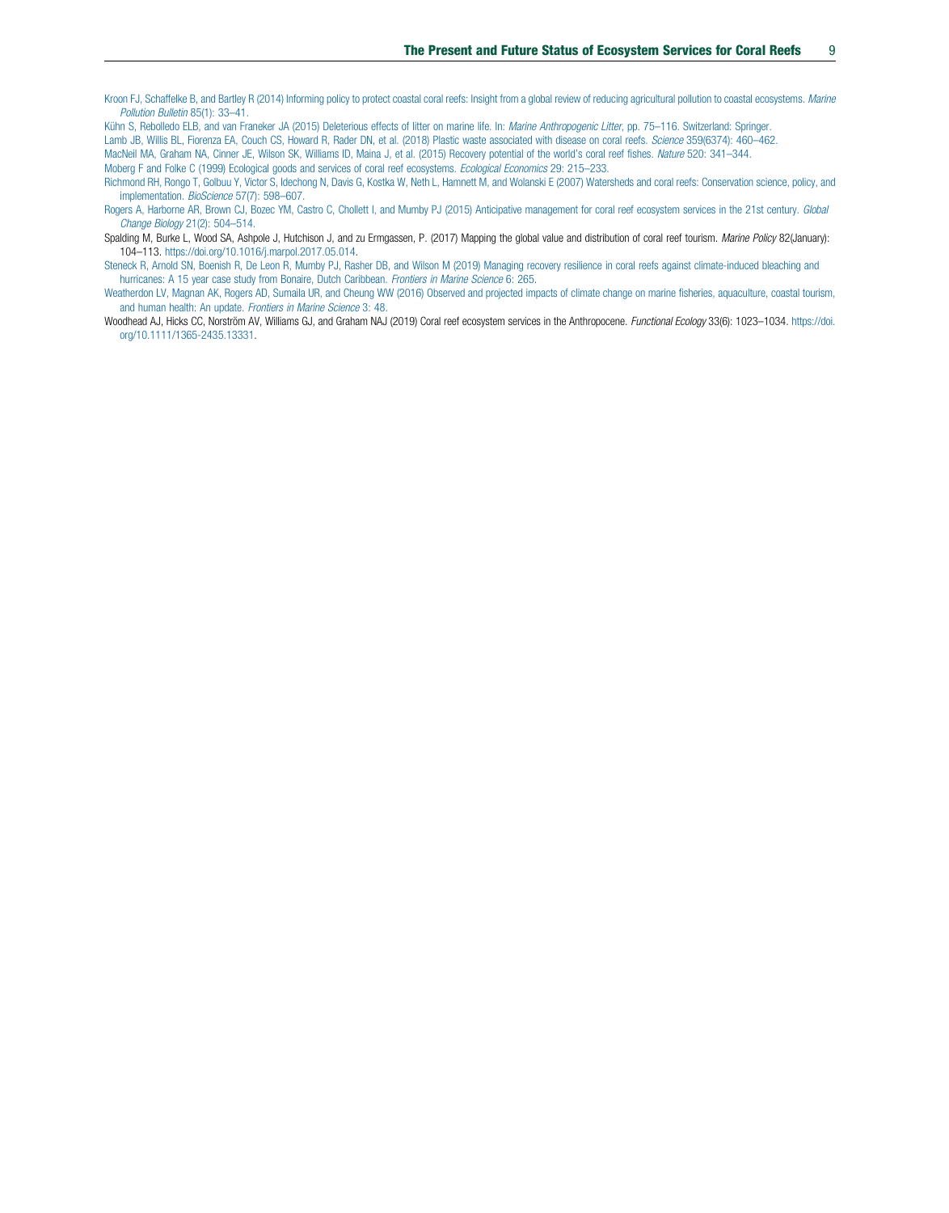Kroon FJ, Schaffelke B, and Bartley R (2014) Informing policy to protect coastal coral reefs: Insight from a global review of reducing agricultural pollution to coastal ecosystems. *Marine Pollution Bulletin* 85(1): 33–41.

Kühn S, Rebolledo ELB, and van Franeker JA (2015) Deleterious effects of litter on marine life. In: *Marine Anthropogenic Litter*, pp. 75–116. Switzerland: Springer.

Lamb JB, Willis BL, Fiorenza EA, Couch CS, Howard R, Rader DN, et al. (2018) Plastic waste associated with disease on coral reefs. *Science* 359(6374): 460–462.

MacNeil MA, Graham NA, Cinner JE, Wilson SK, Williams ID, Maina J, et al. (2015) Recovery potential of the world's coral reef fishes. *Nature* 520: 341–344.

Moberg F and Folke C (1999) Ecological goods and services of coral reef ecosystems. *Ecological Economics* 29: 215–233.

Richmond RH, Rongo T, Golbuu Y, Victor S, Idechong N, Davis G, Kostka W, Neth L, Hamnett M, and Wolanski E (2007) Watersheds and coral reefs: Conservation science, policy, and implementation. *BioScience* 57(7): 598–607.

Rogers A, Harborne AR, Brown CJ, Bozec YM, Castro C, Chollett I, and Mumby PJ (2015) Anticipative management for coral reef ecosystem services in the 21st century. *Global Change Biology* 21(2): 504–514.

Spalding M, Burke L, Wood SA, Ashpole J, Hutchison J, and zu Ermgassen, P. (2017) Mapping the global value and distribution of coral reef tourism. *Marine Policy* 82(January): 104–113. https://doi.org/10.1016/j.marpol.2017.05.014.

Steneck R, Arnold SN, Boenish R, De Leon R, Mumby PJ, Rasher DB, and Wilson M (2019) Managing recovery resilience in coral reefs against climate-induced bleaching and hurricanes: A 15 year case study from Bonaire, Dutch Caribbean. *Frontiers in Marine Science* 6: 265.

Weatherdon LV, Magnan AK, Rogers AD, Sumaila UR, and Cheung WW (2016) Observed and projected impacts of climate change on marine fisheries, aquaculture, coastal tourism, and human health: An update. *Frontiers in Marine Science* 3: 48.

Woodhead AJ, Hicks CC, Norström AV, Williams GJ, and Graham NAJ (2019) Coral reef ecosystem services in the Anthropocene. *Functional Ecology* 33(6): 1023–1034. https://doi.org/10.1111/1365-2435.13331.